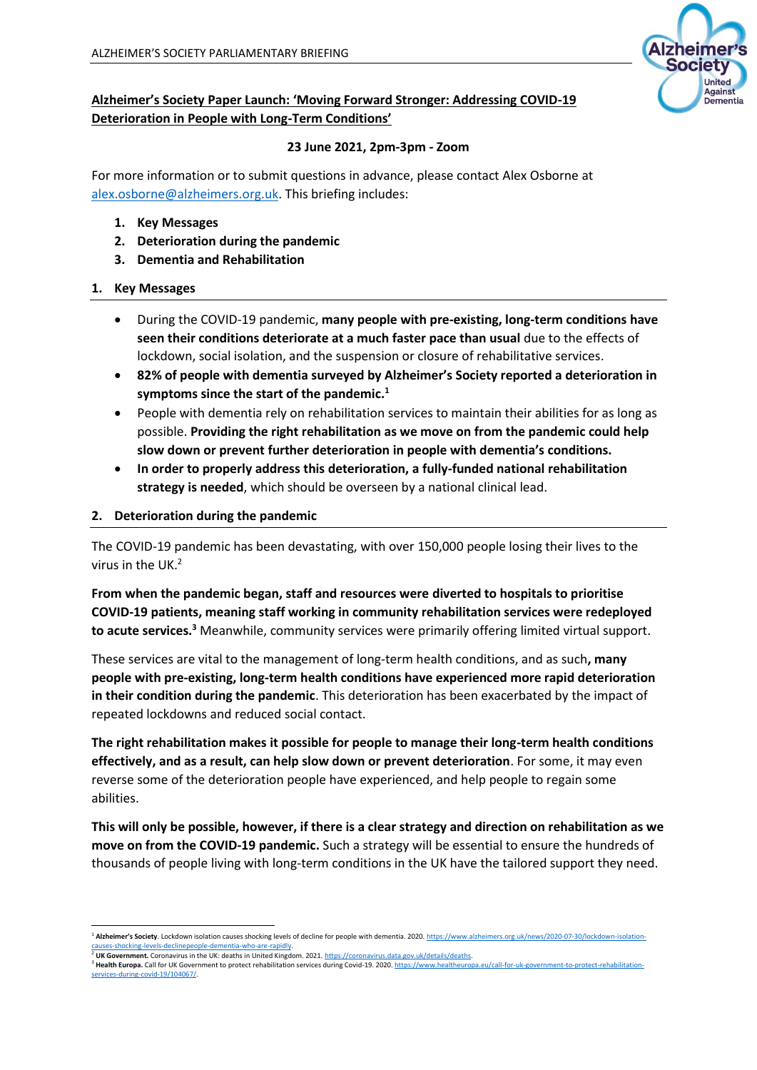**Alzheimer's Society Paper Launch: 'Moving Forward Stronger: Addressing COVID-19 Deterioration in People with Long-Term Conditions'**

**23 June 2021, 2pm-3pm - Zoom**

For more information or to submit questions in advance, please contact Alex Osborne at alex.osborne@alzheimers.org.uk. This briefing includes:

1. **Key Messages**
2. **Deterioration during the pandemic**
3. **Dementia and Rehabilitation**

## 1. Key Messages

- During the COVID-19 pandemic, **many people with pre-existing, long-term conditions have seen their conditions deteriorate at a much faster pace than usual** due to the effects of lockdown, social isolation, and the suspension or closure of rehabilitative services.
- **82% of people with dementia surveyed by Alzheimer's Society reported a deterioration in symptoms since the start of the pandemic.**[1]
- People with dementia rely on rehabilitation services to maintain their abilities for as long as possible. **Providing the right rehabilitation as we move on from the pandemic could help slow down or prevent further deterioration in people with dementia's conditions.**
- **In order to properly address this deterioration, a fully-funded national rehabilitation strategy is needed**, which should be overseen by a national clinical lead.

## 2. Deterioration during the pandemic

The COVID-19 pandemic has been devastating, with over 150,000 people losing their lives to the virus in the UK.[2]

**From when the pandemic began, staff and resources were diverted to hospitals to prioritise COVID-19 patients, meaning staff working in community rehabilitation services were redeployed to acute services.[3]** Meanwhile, community services were primarily offering limited virtual support.

These services are vital to the management of long-term health conditions, and as such**, many people with pre-existing, long-term health conditions have experienced more rapid deterioration in their condition during the pandemic**. This deterioration has been exacerbated by the impact of repeated lockdowns and reduced social contact.

**The right rehabilitation makes it possible for people to manage their long-term health conditions effectively, and as a result, can help slow down or prevent deterioration**. For some, it may even reverse some of the deterioration people have experienced, and help people to regain some abilities.

**This will only be possible, however, if there is a clear strategy and direction on rehabilitation as we move on from the COVID-19 pandemic.** Such a strategy will be essential to ensure the hundreds of thousands of people living with long-term conditions in the UK have the tailored support they need.

---

[1] **Alzheimer's Society**. Lockdown isolation causes shocking levels of decline for people with dementia. 2020. https://www.alzheimers.org.uk/news/2020-07-30/lockdown-isolation-causes-shocking-levels-declinepeople-dementia-who-are-rapidly.

[2] **UK Government.** Coronavirus in the UK: deaths in United Kingdom. 2021. https://coronavirus.data.gov.uk/details/deaths.

[3] **Health Europa.** Call for UK Government to protect rehabilitation services during Covid-19. 2020. https://www.healtheuropa.eu/call-for-uk-government-to-protect-rehabilitation-services-during-covid-19/104067/.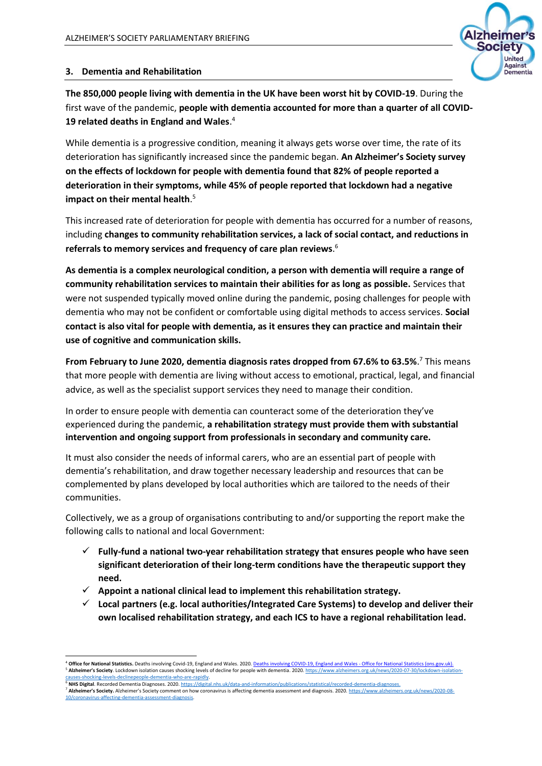### 3. Dementia and Rehabilitation

**The 850,000 people living with dementia in the UK have been worst hit by COVID-19**. During the first wave of the pandemic, **people with dementia accounted for more than a quarter of all COVID-19 related deaths in England and Wales**.[4]

While dementia is a progressive condition, meaning it always gets worse over time, the rate of its deterioration has significantly increased since the pandemic began. **An Alzheimer's Society survey on the effects of lockdown for people with dementia found that 82% of people reported a deterioration in their symptoms, while 45% of people reported that lockdown had a negative impact on their mental health**.[5]

This increased rate of deterioration for people with dementia has occurred for a number of reasons, including **changes to community rehabilitation services, a lack of social contact, and reductions in referrals to memory services and frequency of care plan reviews**.[6]

**As dementia is a complex neurological condition, a person with dementia will require a range of community rehabilitation services to maintain their abilities for as long as possible.** Services that were not suspended typically moved online during the pandemic, posing challenges for people with dementia who may not be confident or comfortable using digital methods to access services. **Social contact is also vital for people with dementia, as it ensures they can practice and maintain their use of cognitive and communication skills.**

**From February to June 2020, dementia diagnosis rates dropped from 67.6% to 63.5%**.[7] This means that more people with dementia are living without access to emotional, practical, legal, and financial advice, as well as the specialist support services they need to manage their condition.

In order to ensure people with dementia can counteract some of the deterioration they've experienced during the pandemic, **a rehabilitation strategy must provide them with substantial intervention and ongoing support from professionals in secondary and community care.**

It must also consider the needs of informal carers, who are an essential part of people with dementia's rehabilitation, and draw together necessary leadership and resources that can be complemented by plans developed by local authorities which are tailored to the needs of their communities.

Collectively, we as a group of organisations contributing to and/or supporting the report make the following calls to national and local Government:

- ✓ **Fully-fund a national two-year rehabilitation strategy that ensures people who have seen significant deterioration of their long-term conditions have the therapeutic support they need.**
- ✓ **Appoint a national clinical lead to implement this rehabilitation strategy.**
- ✓ **Local partners (e.g. local authorities/Integrated Care Systems) to develop and deliver their own localised rehabilitation strategy, and each ICS to have a regional rehabilitation lead.**

---

[4] **Office for National Statistics.** Deaths involving Covid-19, England and Wales. 2020. Deaths involving COVID-19, England and Wales - Office for National Statistics (ons.gov.uk).

[5] **Alzheimer's Society**. Lockdown isolation causes shocking levels of decline for people with dementia. 2020. https://www.alzheimers.org.uk/news/2020-07-30/lockdown-isolation-causes-shocking-levels-declinepeople-dementia-who-are-rapidly.

[6] **NHS Digital**. Recorded Dementia Diagnoses. 2020. https://digital.nhs.uk/data-and-information/publications/statistical/recorded-dementia-diagnoses.

[7] **Alzheimer's Society.** Alzheimer's Society comment on how coronavirus is affecting dementia assessment and diagnosis. 2020. https://www.alzheimers.org.uk/news/2020-08-10/coronavirus-affecting-dementia-assessment-diagnosis.